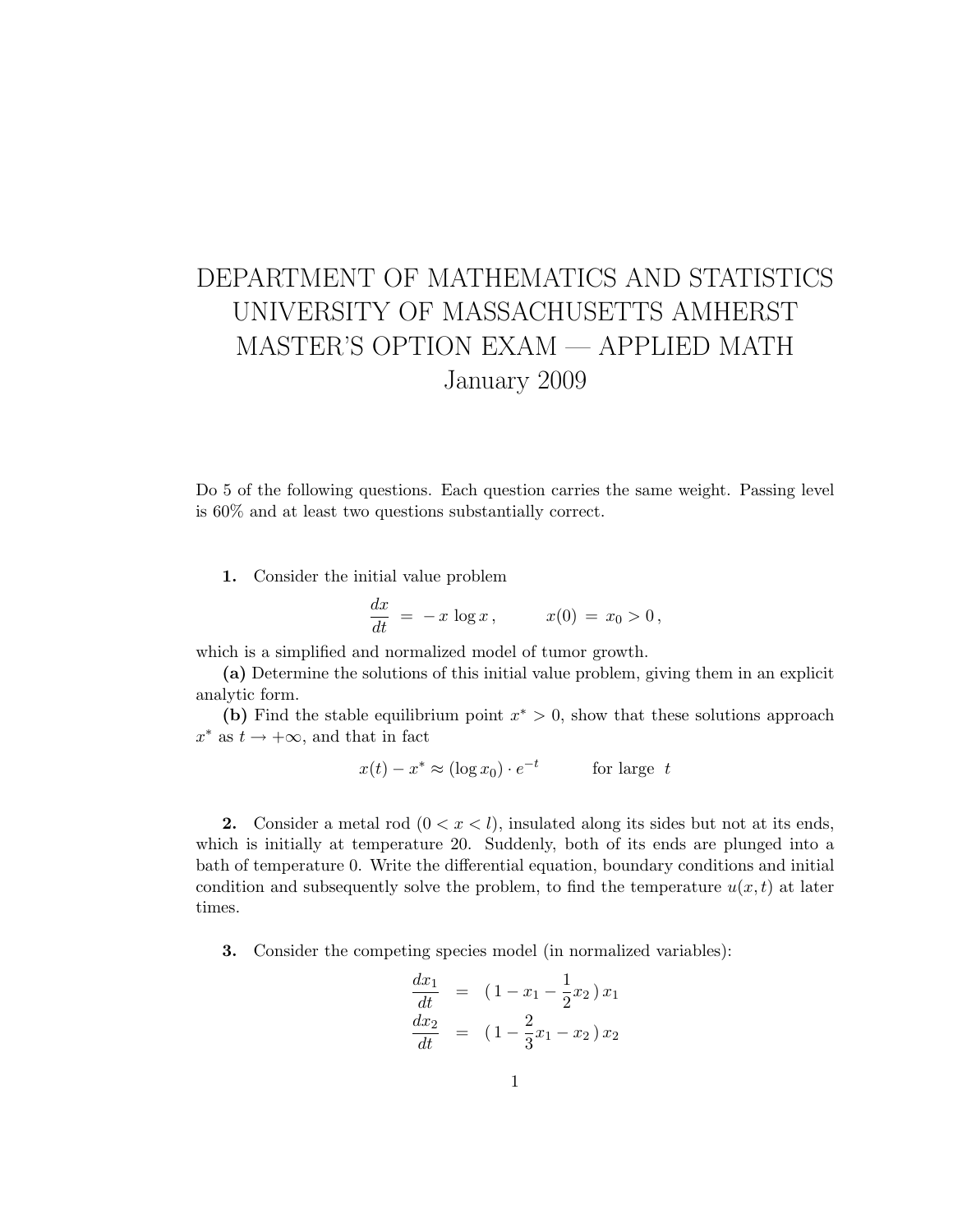# DEPARTMENT OF MATHEMATICS AND STATISTICS
# UNIVERSITY OF MASSACHUSETTS AMHERST
# MASTER'S OPTION EXAM — APPLIED MATH
# January 2009

Do 5 of the following questions. Each question carries the same weight. Passing level is 60% and at least two questions substantially correct.

**1.** Consider the initial value problem

$$\frac{dx}{dt} \;=\; -\,x\,\log x\,, \qquad\qquad x(0) \;=\; x_0 > 0\,,$$

which is a simplified and normalized model of tumor growth.

**(a)** Determine the solutions of this initial value problem, giving them in an explicit analytic form.

**(b)** Find the stable equilibrium point $x^* > 0$, show that these solutions approach $x^*$ as $t \to +\infty$, and that in fact

$$x(t) - x^* \approx (\log x_0) \cdot e^{-t} \qquad\quad \text{for large } \; t$$

**2.** Consider a metal rod ($0 < x < l$), insulated along its sides but not at its ends, which is initially at temperature 20. Suddenly, both of its ends are plunged into a bath of temperature 0. Write the differential equation, boundary conditions and initial condition and subsequently solve the problem, to find the temperature $u(x,t)$ at later times.

**3.** Consider the competing species model (in normalized variables):

$$\begin{aligned}
\frac{dx_1}{dt} &= (\,1 - x_1 - \frac{1}{2}x_2\,)\,x_1 \\
\frac{dx_2}{dt} &= (\,1 - \frac{2}{3}x_1 - x_2\,)\,x_2
\end{aligned}$$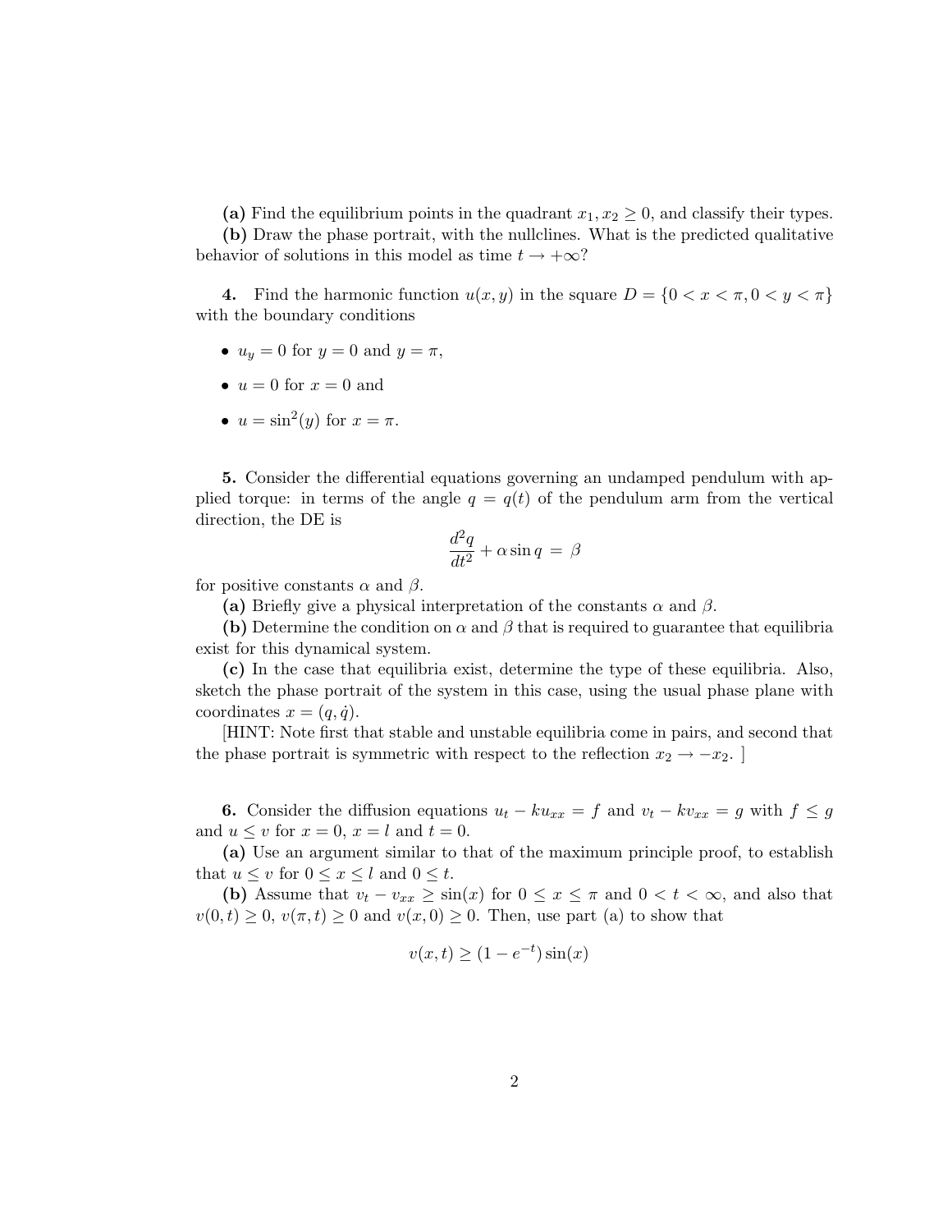**(a)** Find the equilibrium points in the quadrant $x_1, x_2 \geq 0$, and classify their types.

**(b)** Draw the phase portrait, with the nullclines. What is the predicted qualitative behavior of solutions in this model as time $t \to +\infty$?

**4.** Find the harmonic function $u(x, y)$ in the square $D = \{0 < x < \pi, 0 < y < \pi\}$ with the boundary conditions

- $u_y = 0$ for $y = 0$ and $y = \pi$,
- $u = 0$ for $x = 0$ and
- $u = \sin^2(y)$ for $x = \pi$.

**5.** Consider the differential equations governing an undamped pendulum with applied torque: in terms of the angle $q = q(t)$ of the pendulum arm from the vertical direction, the DE is

$$\frac{d^2q}{dt^2} + \alpha \sin q \; = \; \beta$$

for positive constants $\alpha$ and $\beta$.

**(a)** Briefly give a physical interpretation of the constants $\alpha$ and $\beta$.

**(b)** Determine the condition on $\alpha$ and $\beta$ that is required to guarantee that equilibria exist for this dynamical system.

**(c)** In the case that equilibria exist, determine the type of these equilibria. Also, sketch the phase portrait of the system in this case, using the usual phase plane with coordinates $x = (q, \dot{q})$.

[HINT: Note first that stable and unstable equilibria come in pairs, and second that the phase portrait is symmetric with respect to the reflection $x_2 \to -x_2$. ]

**6.** Consider the diffusion equations $u_t - ku_{xx} = f$ and $v_t - kv_{xx} = g$ with $f \leq g$ and $u \leq v$ for $x = 0$, $x = l$ and $t = 0$.

**(a)** Use an argument similar to that of the maximum principle proof, to establish that $u \leq v$ for $0 \leq x \leq l$ and $0 \leq t$.

**(b)** Assume that $v_t - v_{xx} \geq \sin(x)$ for $0 \leq x \leq \pi$ and $0 < t < \infty$, and also that $v(0, t) \geq 0$, $v(\pi, t) \geq 0$ and $v(x, 0) \geq 0$. Then, use part (a) to show that

$$v(x, t) \geq (1 - e^{-t}) \sin(x)$$